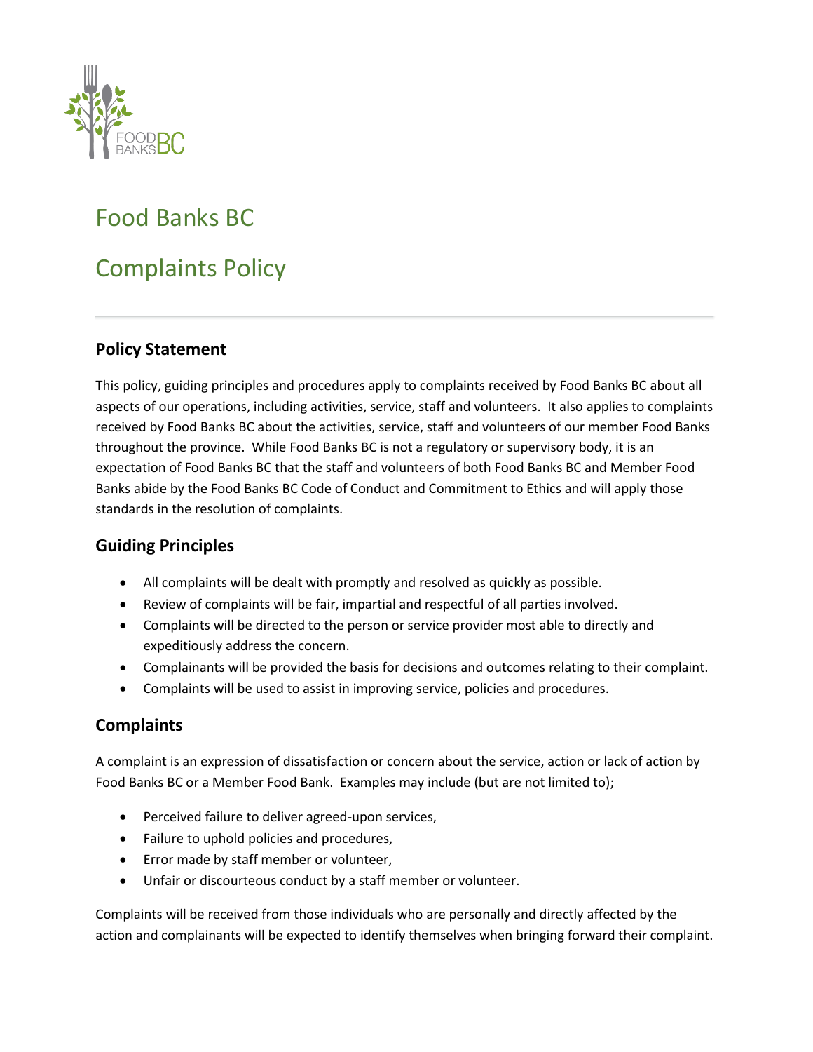# Food Banks BC

# Complaints Policy

---

## Policy Statement

This policy, guiding principles and procedures apply to complaints received by Food Banks BC about all aspects of our operations, including activities, service, staff and volunteers. It also applies to complaints received by Food Banks BC about the activities, service, staff and volunteers of our member Food Banks throughout the province. While Food Banks BC is not a regulatory or supervisory body, it is an expectation of Food Banks BC that the staff and volunteers of both Food Banks BC and Member Food Banks abide by the Food Banks BC Code of Conduct and Commitment to Ethics and will apply those standards in the resolution of complaints.

## Guiding Principles

- All complaints will be dealt with promptly and resolved as quickly as possible.
- Review of complaints will be fair, impartial and respectful of all parties involved.
- Complaints will be directed to the person or service provider most able to directly and expeditiously address the concern.
- Complainants will be provided the basis for decisions and outcomes relating to their complaint.
- Complaints will be used to assist in improving service, policies and procedures.

## Complaints

A complaint is an expression of dissatisfaction or concern about the service, action or lack of action by Food Banks BC or a Member Food Bank. Examples may include (but are not limited to);

- Perceived failure to deliver agreed-upon services,
- Failure to uphold policies and procedures,
- Error made by staff member or volunteer,
- Unfair or discourteous conduct by a staff member or volunteer.

Complaints will be received from those individuals who are personally and directly affected by the action and complainants will be expected to identify themselves when bringing forward their complaint.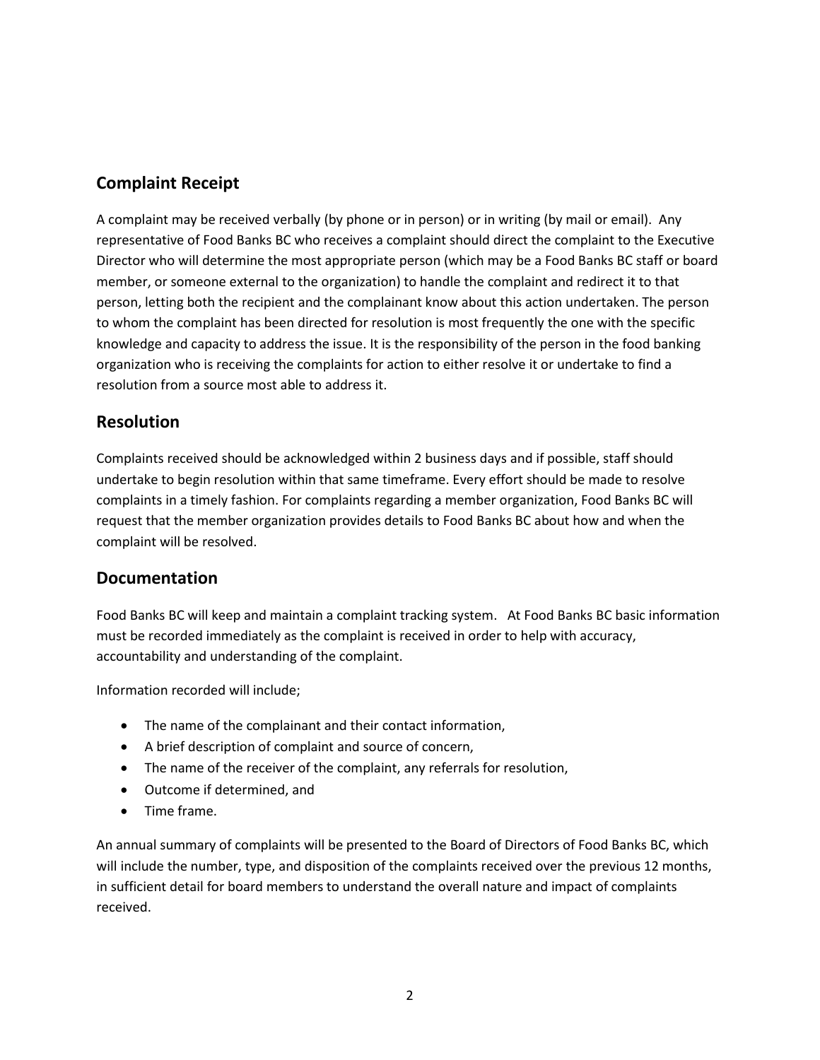## Complaint Receipt

A complaint may be received verbally (by phone or in person) or in writing (by mail or email). Any representative of Food Banks BC who receives a complaint should direct the complaint to the Executive Director who will determine the most appropriate person (which may be a Food Banks BC staff or board member, or someone external to the organization) to handle the complaint and redirect it to that person, letting both the recipient and the complainant know about this action undertaken. The person to whom the complaint has been directed for resolution is most frequently the one with the specific knowledge and capacity to address the issue. It is the responsibility of the person in the food banking organization who is receiving the complaints for action to either resolve it or undertake to find a resolution from a source most able to address it.

## Resolution

Complaints received should be acknowledged within 2 business days and if possible, staff should undertake to begin resolution within that same timeframe. Every effort should be made to resolve complaints in a timely fashion. For complaints regarding a member organization, Food Banks BC will request that the member organization provides details to Food Banks BC about how and when the complaint will be resolved.

## Documentation

Food Banks BC will keep and maintain a complaint tracking system. At Food Banks BC basic information must be recorded immediately as the complaint is received in order to help with accuracy, accountability and understanding of the complaint.

Information recorded will include;

- The name of the complainant and their contact information,
- A brief description of complaint and source of concern,
- The name of the receiver of the complaint, any referrals for resolution,
- Outcome if determined, and
- Time frame.

An annual summary of complaints will be presented to the Board of Directors of Food Banks BC, which will include the number, type, and disposition of the complaints received over the previous 12 months, in sufficient detail for board members to understand the overall nature and impact of complaints received.